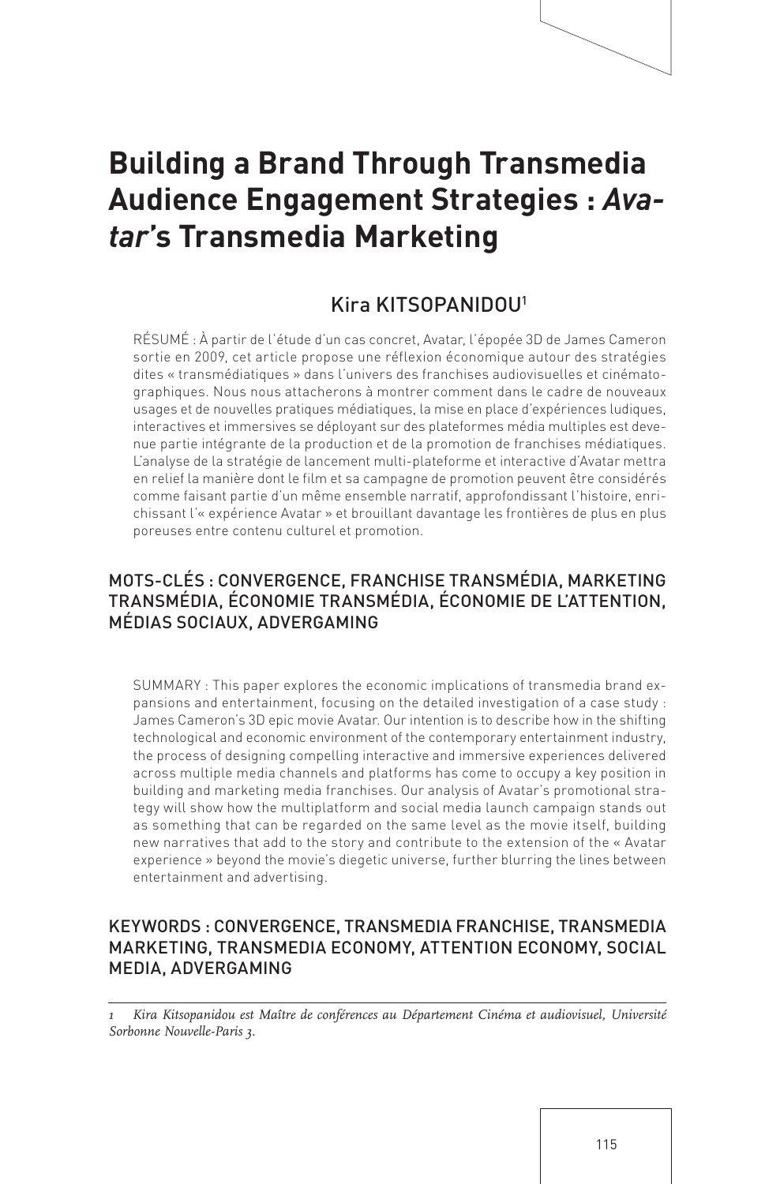# Building a Brand Through Transmedia Audience Engagement Strategies : *Avatar*'s Transmedia Marketing

## Kira KITSOPANIDOU[1]

RÉSUMÉ : À partir de l'étude d'un cas concret, Avatar, l'épopée 3D de James Cameron sortie en 2009, cet article propose une réflexion économique autour des stratégies dites « transmédiatiques » dans l'univers des franchises audiovisuelles et cinématographiques. Nous nous attacherons à montrer comment dans le cadre de nouveaux usages et de nouvelles pratiques médiatiques, la mise en place d'expériences ludiques, interactives et immersives se déployant sur des plateformes média multiples est devenue partie intégrante de la production et de la promotion de franchises médiatiques. L'analyse de la stratégie de lancement multi-plateforme et interactive d'Avatar mettra en relief la manière dont le film et sa campagne de promotion peuvent être considérés comme faisant partie d'un même ensemble narratif, approfondissant l'histoire, enrichissant l'« expérience Avatar » et brouillant davantage les frontières de plus en plus poreuses entre contenu culturel et promotion.

### MOTS-CLÉS : CONVERGENCE, FRANCHISE TRANSMÉDIA, MARKETING TRANSMÉDIA, ÉCONOMIE TRANSMÉDIA, ÉCONOMIE DE L'ATTENTION, MÉDIAS SOCIAUX, ADVERGAMING

SUMMARY : This paper explores the economic implications of transmedia brand expansions and entertainment, focusing on the detailed investigation of a case study : James Cameron's 3D epic movie Avatar. Our intention is to describe how in the shifting technological and economic environment of the contemporary entertainment industry, the process of designing compelling interactive and immersive experiences delivered across multiple media channels and platforms has come to occupy a key position in building and marketing media franchises. Our analysis of Avatar's promotional strategy will show how the multiplatform and social media launch campaign stands out as something that can be regarded on the same level as the movie itself, building new narratives that add to the story and contribute to the extension of the « Avatar experience » beyond the movie's diegetic universe, further blurring the lines between entertainment and advertising.

### KEYWORDS : CONVERGENCE, TRANSMEDIA FRANCHISE, TRANSMEDIA MARKETING, TRANSMEDIA ECONOMY, ATTENTION ECONOMY, SOCIAL MEDIA, ADVERGAMING

---

[1] *Kira Kitsopanidou est Maître de conférences au Département Cinéma et audiovisuel, Université Sorbonne Nouvelle-Paris 3.*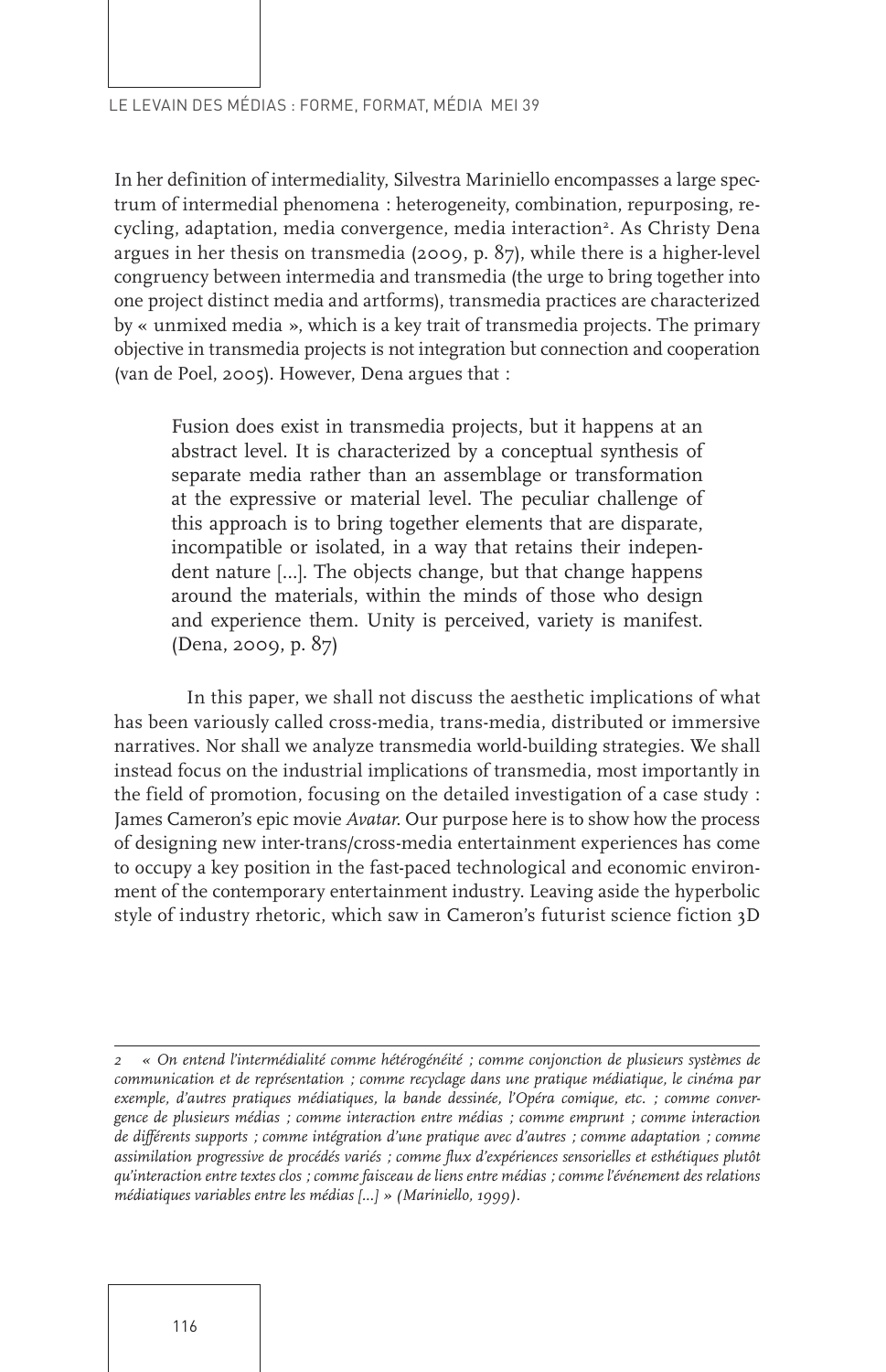In her definition of intermediality, Silvestra Mariniello encompasses a large spectrum of intermedial phenomena : heterogeneity, combination, repurposing, recycling, adaptation, media convergence, media interaction[2]. As Christy Dena argues in her thesis on transmedia (2009, p. 87), while there is a higher-level congruency between intermedia and transmedia (the urge to bring together into one project distinct media and artforms), transmedia practices are characterized by « unmixed media », which is a key trait of transmedia projects. The primary objective in transmedia projects is not integration but connection and cooperation (van de Poel, 2005). However, Dena argues that :

> Fusion does exist in transmedia projects, but it happens at an abstract level. It is characterized by a conceptual synthesis of separate media rather than an assemblage or transformation at the expressive or material level. The peculiar challenge of this approach is to bring together elements that are disparate, incompatible or isolated, in a way that retains their independent nature [...]. The objects change, but that change happens around the materials, within the minds of those who design and experience them. Unity is perceived, variety is manifest. (Dena, 2009, p. 87)

In this paper, we shall not discuss the aesthetic implications of what has been variously called cross-media, trans-media, distributed or immersive narratives. Nor shall we analyze transmedia world-building strategies. We shall instead focus on the industrial implications of transmedia, most importantly in the field of promotion, focusing on the detailed investigation of a case study : James Cameron's epic movie *Avatar*. Our purpose here is to show how the process of designing new inter-trans/cross-media entertainment experiences has come to occupy a key position in the fast-paced technological and economic environment of the contemporary entertainment industry. Leaving aside the hyperbolic style of industry rhetoric, which saw in Cameron's futurist science fiction 3D

---

2 *« On entend l'intermédialité comme hétérogénéité ; comme conjonction de plusieurs systèmes de communication et de représentation ; comme recyclage dans une pratique médiatique, le cinéma par exemple, d'autres pratiques médiatiques, la bande dessinée, l'Opéra comique, etc. ; comme convergence de plusieurs médias ; comme interaction entre médias ; comme emprunt ; comme interaction de différents supports ; comme intégration d'une pratique avec d'autres ; comme adaptation ; comme assimilation progressive de procédés variés ; comme flux d'expériences sensorielles et esthétiques plutôt qu'interaction entre textes clos ; comme faisceau de liens entre médias ; comme l'événement des relations médiatiques variables entre les médias [...] » (Mariniello, 1999).*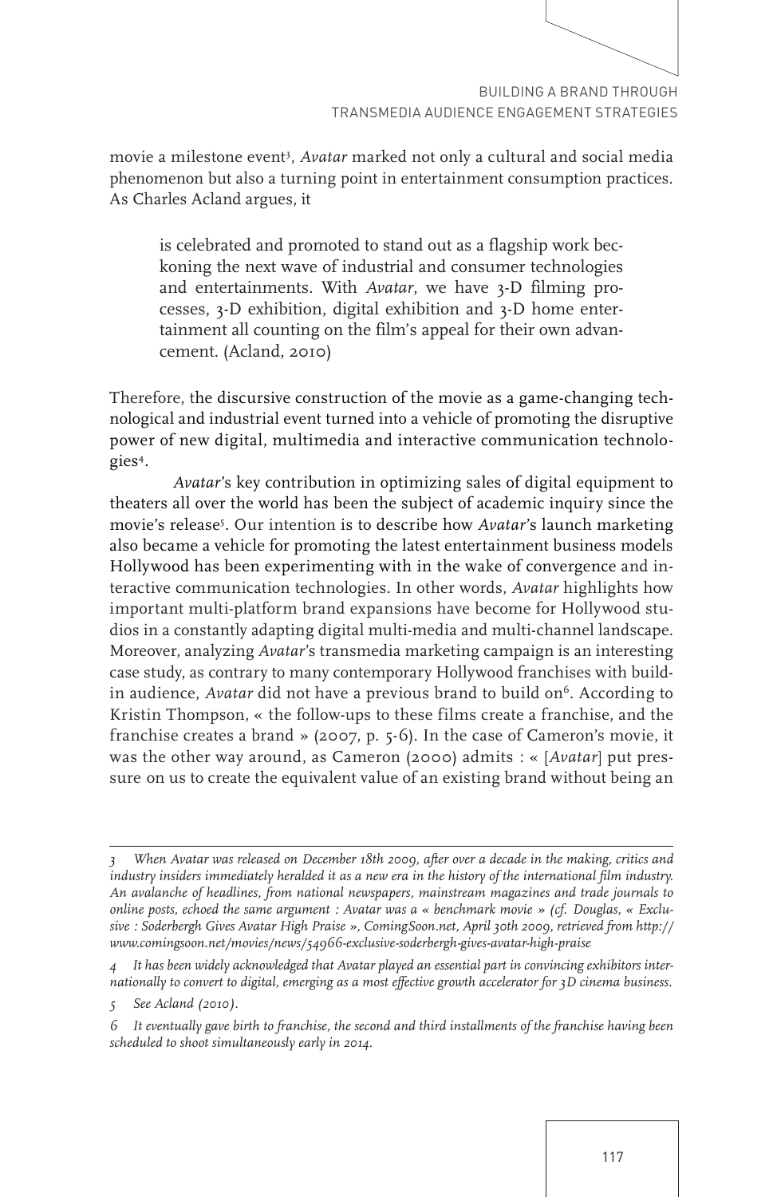movie a milestone event[3], *Avatar* marked not only a cultural and social media phenomenon but also a turning point in entertainment consumption practices. As Charles Acland argues, it

> is celebrated and promoted to stand out as a flagship work beckoning the next wave of industrial and consumer technologies and entertainments. With *Avatar*, we have 3-D filming processes, 3-D exhibition, digital exhibition and 3-D home entertainment all counting on the film's appeal for their own advancement. (Acland, 2010)

Therefore, the discursive construction of the movie as a game-changing technological and industrial event turned into a vehicle of promoting the disruptive power of new digital, multimedia and interactive communication technologies[4].

*Avatar*'s key contribution in optimizing sales of digital equipment to theaters all over the world has been the subject of academic inquiry since the movie's release[5]. Our intention is to describe how *Avatar*'s launch marketing also became a vehicle for promoting the latest entertainment business models Hollywood has been experimenting with in the wake of convergence and interactive communication technologies. In other words, *Avatar* highlights how important multi-platform brand expansions have become for Hollywood studios in a constantly adapting digital multi-media and multi-channel landscape. Moreover, analyzing *Avatar*'s transmedia marketing campaign is an interesting case study, as contrary to many contemporary Hollywood franchises with build-in audience, *Avatar* did not have a previous brand to build on[6]. According to Kristin Thompson, « the follow-ups to these films create a franchise, and the franchise creates a brand » (2007, p. 5-6). In the case of Cameron's movie, it was the other way around, as Cameron (2000) admits : « [*Avatar*] put pressure on us to create the equivalent value of an existing brand without being an

---

*3 When Avatar was released on December 18th 2009, after over a decade in the making, critics and industry insiders immediately heralded it as a new era in the history of the international film industry. An avalanche of headlines, from national newspapers, mainstream magazines and trade journals to online posts, echoed the same argument : Avatar was a « benchmark movie » (cf. Douglas, « Exclusive : Soderbergh Gives Avatar High Praise », ComingSoon.net, April 30th 2009, retrieved from http://www.comingsoon.net/movies/news/54966-exclusive-soderbergh-gives-avatar-high-praise*

*4 It has been widely acknowledged that Avatar played an essential part in convincing exhibitors internationally to convert to digital, emerging as a most effective growth accelerator for 3D cinema business.*

*5 See Acland (2010).*

*6 It eventually gave birth to franchise, the second and third installments of the franchise having been scheduled to shoot simultaneously early in 2014.*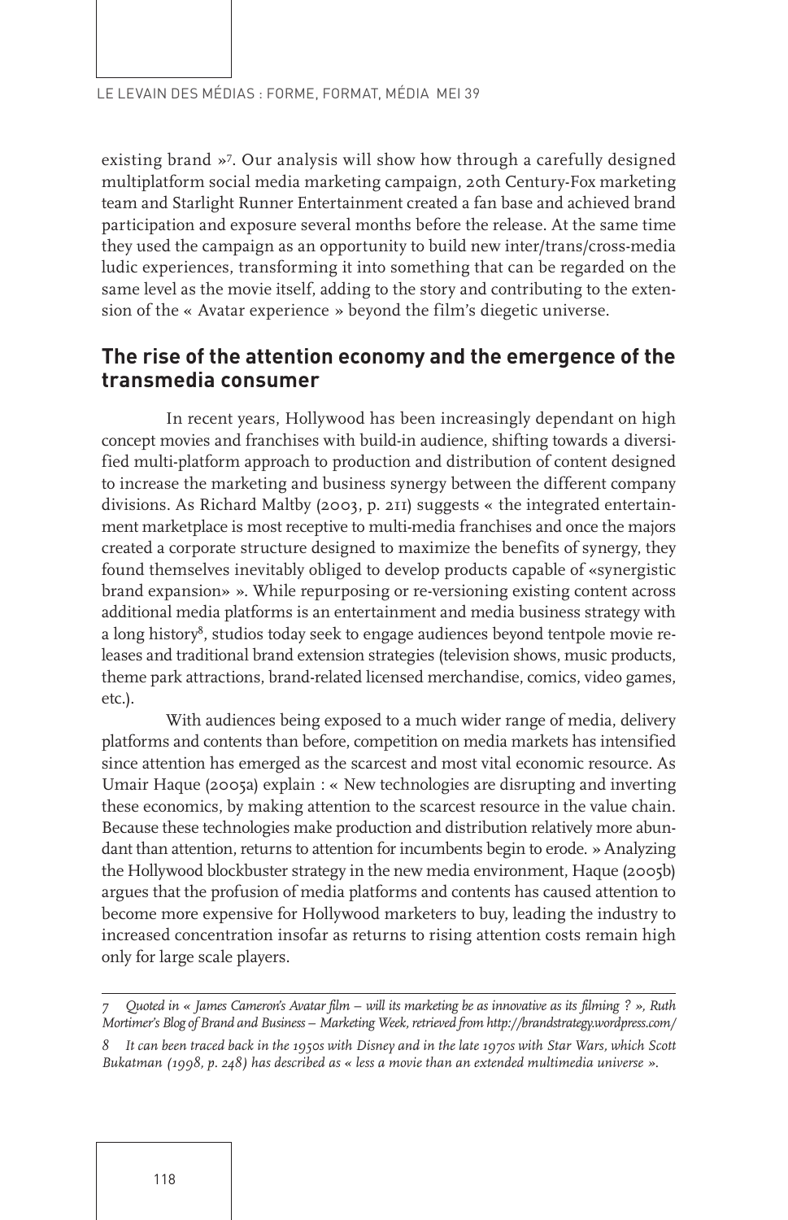existing brand »[7]. Our analysis will show how through a carefully designed multiplatform social media marketing campaign, 20th Century-Fox marketing team and Starlight Runner Entertainment created a fan base and achieved brand participation and exposure several months before the release. At the same time they used the campaign as an opportunity to build new inter/trans/cross-media ludic experiences, transforming it into something that can be regarded on the same level as the movie itself, adding to the story and contributing to the extension of the « Avatar experience » beyond the film's diegetic universe.

## The rise of the attention economy and the emergence of the transmedia consumer

In recent years, Hollywood has been increasingly dependant on high concept movies and franchises with build-in audience, shifting towards a diversified multi-platform approach to production and distribution of content designed to increase the marketing and business synergy between the different company divisions. As Richard Maltby (2003, p. 211) suggests « the integrated entertainment marketplace is most receptive to multi-media franchises and once the majors created a corporate structure designed to maximize the benefits of synergy, they found themselves inevitably obliged to develop products capable of «synergistic brand expansion» ». While repurposing or re-versioning existing content across additional media platforms is an entertainment and media business strategy with a long history[8], studios today seek to engage audiences beyond tentpole movie releases and traditional brand extension strategies (television shows, music products, theme park attractions, brand-related licensed merchandise, comics, video games, etc.).

With audiences being exposed to a much wider range of media, delivery platforms and contents than before, competition on media markets has intensified since attention has emerged as the scarcest and most vital economic resource. As Umair Haque (2005a) explain : « New technologies are disrupting and inverting these economics, by making attention to the scarcest resource in the value chain. Because these technologies make production and distribution relatively more abundant than attention, returns to attention for incumbents begin to erode. » Analyzing the Hollywood blockbuster strategy in the new media environment, Haque (2005b) argues that the profusion of media platforms and contents has caused attention to become more expensive for Hollywood marketers to buy, leading the industry to increased concentration insofar as returns to rising attention costs remain high only for large scale players.

---

*7 Quoted in « James Cameron's Avatar film – will its marketing be as innovative as its filming ? », Ruth Mortimer's Blog of Brand and Business – Marketing Week, retrieved from http://brandstrategy.wordpress.com/*

*8 It can been traced back in the 1950s with Disney and in the late 1970s with Star Wars, which Scott Bukatman (1998, p. 248) has described as « less a movie than an extended multimedia universe ».*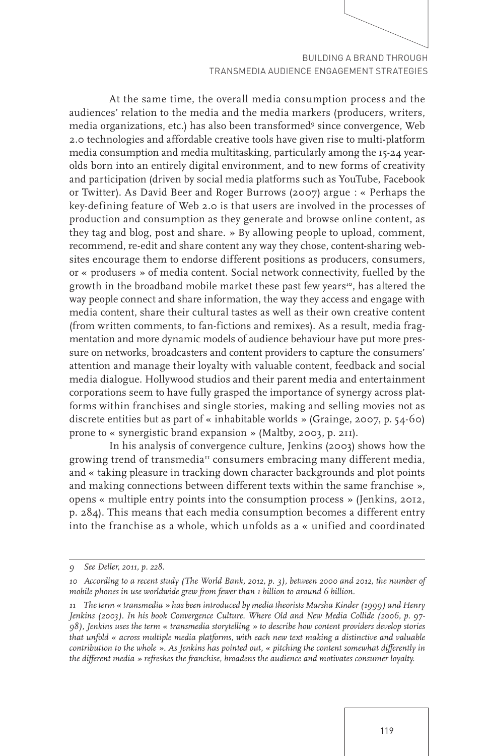At the same time, the overall media consumption process and the audiences' relation to the media and the media markers (producers, writers, media organizations, etc.) has also been transformed[9] since convergence, Web 2.0 technologies and affordable creative tools have given rise to multi-platform media consumption and media multitasking, particularly among the 15-24 year-olds born into an entirely digital environment, and to new forms of creativity and participation (driven by social media platforms such as YouTube, Facebook or Twitter). As David Beer and Roger Burrows (2007) argue : « Perhaps the key-defining feature of Web 2.0 is that users are involved in the processes of production and consumption as they generate and browse online content, as they tag and blog, post and share. » By allowing people to upload, comment, recommend, re-edit and share content any way they chose, content-sharing websites encourage them to endorse different positions as producers, consumers, or « produsers » of media content. Social network connectivity, fuelled by the growth in the broadband mobile market these past few years[10], has altered the way people connect and share information, the way they access and engage with media content, share their cultural tastes as well as their own creative content (from written comments, to fan-fictions and remixes). As a result, media fragmentation and more dynamic models of audience behaviour have put more pressure on networks, broadcasters and content providers to capture the consumers' attention and manage their loyalty with valuable content, feedback and social media dialogue. Hollywood studios and their parent media and entertainment corporations seem to have fully grasped the importance of synergy across platforms within franchises and single stories, making and selling movies not as discrete entities but as part of « inhabitable worlds » (Grainge, 2007, p. 54-60) prone to « synergistic brand expansion » (Maltby, 2003, p. 211).

In his analysis of convergence culture, Jenkins (2003) shows how the growing trend of transmedia[11] consumers embracing many different media, and « taking pleasure in tracking down character backgrounds and plot points and making connections between different texts within the same franchise », opens « multiple entry points into the consumption process » (Jenkins, 2012, p. 284). This means that each media consumption becomes a different entry into the franchise as a whole, which unfolds as a « unified and coordinated

---

*9 See Deller, 2011, p. 228.*

*10 According to a recent study (The World Bank, 2012, p. 3), between 2000 and 2012, the number of mobile phones in use worldwide grew from fewer than 1 billion to around 6 billion.*

*11 The term « transmedia » has been introduced by media theorists Marsha Kinder (1999) and Henry Jenkins (2003). In his book Convergence Culture. Where Old and New Media Collide (2006, p. 97-98), Jenkins uses the term « transmedia storytelling » to describe how content providers develop stories that unfold « across multiple media platforms, with each new text making a distinctive and valuable contribution to the whole ». As Jenkins has pointed out, « pitching the content somewhat differently in the different media » refreshes the franchise, broadens the audience and motivates consumer loyalty.*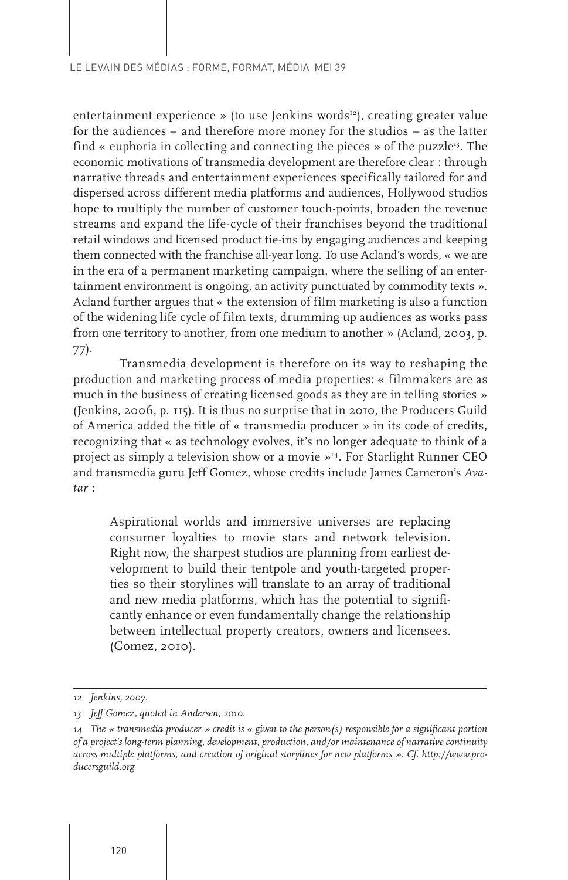entertainment experience » (to use Jenkins words[12]), creating greater value for the audiences – and therefore more money for the studios – as the latter find « euphoria in collecting and connecting the pieces » of the puzzle[13]. The economic motivations of transmedia development are therefore clear : through narrative threads and entertainment experiences specifically tailored for and dispersed across different media platforms and audiences, Hollywood studios hope to multiply the number of customer touch-points, broaden the revenue streams and expand the life-cycle of their franchises beyond the traditional retail windows and licensed product tie-ins by engaging audiences and keeping them connected with the franchise all-year long. To use Acland's words, « we are in the era of a permanent marketing campaign, where the selling of an entertainment environment is ongoing, an activity punctuated by commodity texts ». Acland further argues that « the extension of film marketing is also a function of the widening life cycle of film texts, drumming up audiences as works pass from one territory to another, from one medium to another » (Acland, 2003, p. 77).

Transmedia development is therefore on its way to reshaping the production and marketing process of media properties: « filmmakers are as much in the business of creating licensed goods as they are in telling stories » (Jenkins, 2006, p. 115). It is thus no surprise that in 2010, the Producers Guild of America added the title of « transmedia producer » in its code of credits, recognizing that « as technology evolves, it's no longer adequate to think of a project as simply a television show or a movie »[14]. For Starlight Runner CEO and transmedia guru Jeff Gomez, whose credits include James Cameron's *Avatar* :

> Aspirational worlds and immersive universes are replacing consumer loyalties to movie stars and network television. Right now, the sharpest studios are planning from earliest development to build their tentpole and youth-targeted properties so their storylines will translate to an array of traditional and new media platforms, which has the potential to significantly enhance or even fundamentally change the relationship between intellectual property creators, owners and licensees. (Gomez, 2010).

---

*12 Jenkins, 2007.*

*13 Jeff Gomez, quoted in Andersen, 2010.*

*14 The « transmedia producer » credit is « given to the person(s) responsible for a significant portion of a project's long-term planning, development, production, and/or maintenance of narrative continuity across multiple platforms, and creation of original storylines for new platforms ». Cf. http://www.producersguild.org*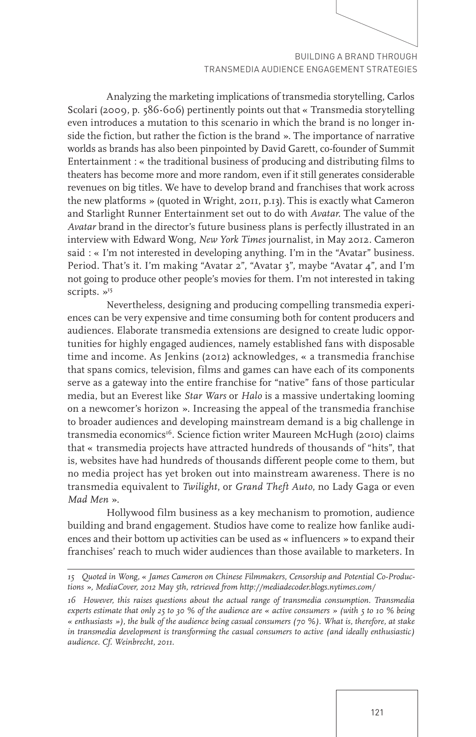Analyzing the marketing implications of transmedia storytelling, Carlos Scolari (2009, p. 586-606) pertinently points out that « Transmedia storytelling even introduces a mutation to this scenario in which the brand is no longer inside the fiction, but rather the fiction is the brand ». The importance of narrative worlds as brands has also been pinpointed by David Garett, co-founder of Summit Entertainment : « the traditional business of producing and distributing films to theaters has become more and more random, even if it still generates considerable revenues on big titles. We have to develop brand and franchises that work across the new platforms » (quoted in Wright, 2011, p.13). This is exactly what Cameron and Starlight Runner Entertainment set out to do with *Avatar*. The value of the *Avatar* brand in the director's future business plans is perfectly illustrated in an interview with Edward Wong, *New York Times* journalist, in May 2012. Cameron said : « I'm not interested in developing anything. I'm in the "Avatar" business. Period. That's it. I'm making "Avatar 2", "Avatar 3", maybe "Avatar 4", and I'm not going to produce other people's movies for them. I'm not interested in taking scripts. »[15]

Nevertheless, designing and producing compelling transmedia experiences can be very expensive and time consuming both for content producers and audiences. Elaborate transmedia extensions are designed to create ludic opportunities for highly engaged audiences, namely established fans with disposable time and income. As Jenkins (2012) acknowledges, « a transmedia franchise that spans comics, television, films and games can have each of its components serve as a gateway into the entire franchise for "native" fans of those particular media, but an Everest like *Star Wars* or *Halo* is a massive undertaking looming on a newcomer's horizon ». Increasing the appeal of the transmedia franchise to broader audiences and developing mainstream demand is a big challenge in transmedia economics[16]. Science fiction writer Maureen McHugh (2010) claims that « transmedia projects have attracted hundreds of thousands of "hits", that is, websites have had hundreds of thousands different people come to them, but no media project has yet broken out into mainstream awareness. There is no transmedia equivalent to *Twilight*, or *Grand Theft Auto*, no Lady Gaga or even *Mad Men* ».

Hollywood film business as a key mechanism to promotion, audience building and brand engagement. Studios have come to realize how fanlike audiences and their bottom up activities can be used as « influencers » to expand their franchises' reach to much wider audiences than those available to marketers. In

---

*15 Quoted in Wong, « James Cameron on Chinese Filmmakers, Censorship and Potential Co-Productions », MediaCover, 2012 May 5th, retrieved from http://mediadecoder.blogs.nytimes.com/*

*16 However, this raises questions about the actual range of transmedia consumption. Transmedia experts estimate that only 25 to 30 % of the audience are « active consumers » (with 5 to 10 % being « enthusiasts »), the bulk of the audience being casual consumers (70 %). What is, therefore, at stake in transmedia development is transforming the casual consumers to active (and ideally enthusiastic) audience. Cf. Weinbrecht, 2011.*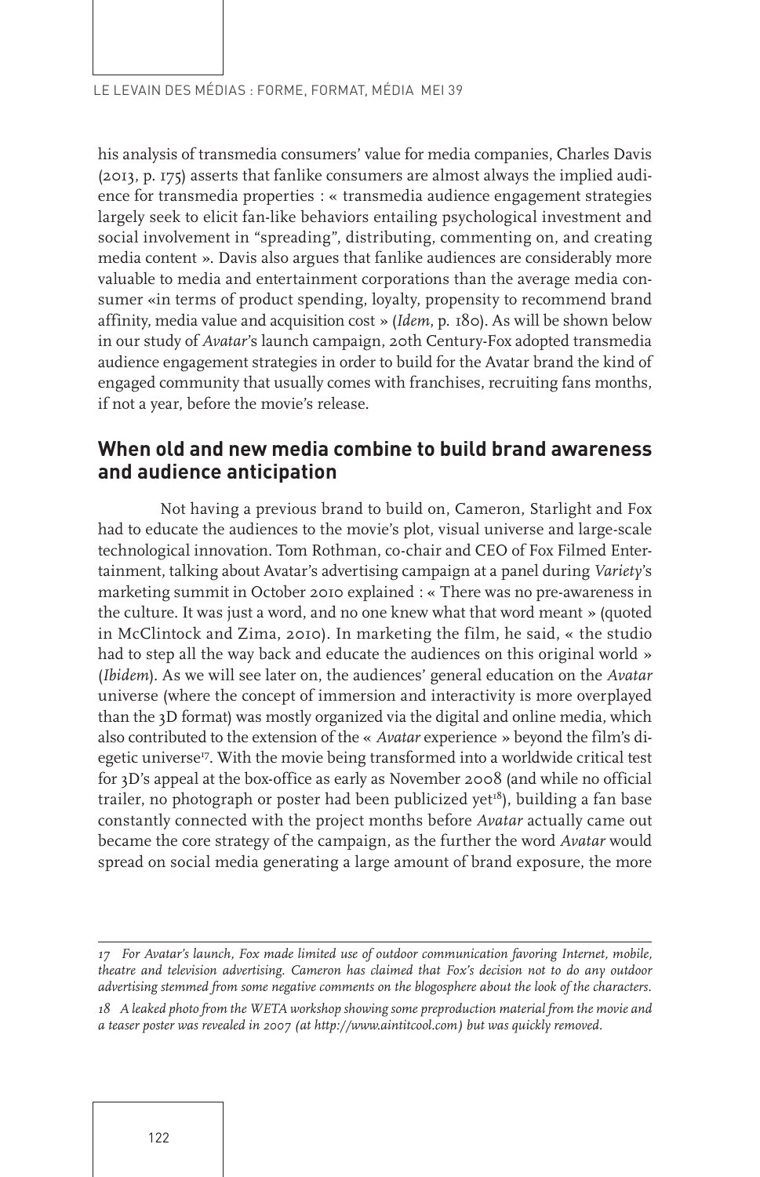his analysis of transmedia consumers' value for media companies, Charles Davis (2013, p. 175) asserts that fanlike consumers are almost always the implied audience for transmedia properties : « transmedia audience engagement strategies largely seek to elicit fan-like behaviors entailing psychological investment and social involvement in "spreading", distributing, commenting on, and creating media content ». Davis also argues that fanlike audiences are considerably more valuable to media and entertainment corporations than the average media consumer «in terms of product spending, loyalty, propensity to recommend brand affinity, media value and acquisition cost » (*Idem*, p. 180). As will be shown below in our study of *Avatar*'s launch campaign, 20th Century-Fox adopted transmedia audience engagement strategies in order to build for the Avatar brand the kind of engaged community that usually comes with franchises, recruiting fans months, if not a year, before the movie's release.

## When old and new media combine to build brand awareness and audience anticipation

Not having a previous brand to build on, Cameron, Starlight and Fox had to educate the audiences to the movie's plot, visual universe and large-scale technological innovation. Tom Rothman, co-chair and CEO of Fox Filmed Entertainment, talking about Avatar's advertising campaign at a panel during *Variety*'s marketing summit in October 2010 explained : « There was no pre-awareness in the culture. It was just a word, and no one knew what that word meant » (quoted in McClintock and Zima, 2010). In marketing the film, he said, « the studio had to step all the way back and educate the audiences on this original world » (*Ibidem*). As we will see later on, the audiences' general education on the *Avatar* universe (where the concept of immersion and interactivity is more overplayed than the 3D format) was mostly organized via the digital and online media, which also contributed to the extension of the « *Avatar* experience » beyond the film's diegetic universe[17]. With the movie being transformed into a worldwide critical test for 3D's appeal at the box-office as early as November 2008 (and while no official trailer, no photograph or poster had been publicized yet[18]), building a fan base constantly connected with the project months before *Avatar* actually came out became the core strategy of the campaign, as the further the word *Avatar* would spread on social media generating a large amount of brand exposure, the more

*17 For Avatar's launch, Fox made limited use of outdoor communication favoring Internet, mobile, theatre and television advertising. Cameron has claimed that Fox's decision not to do any outdoor advertising stemmed from some negative comments on the blogosphere about the look of the characters.*

*18 A leaked photo from the WETA workshop showing some preproduction material from the movie and a teaser poster was revealed in 2007 (at http://www.aintitcool.com) but was quickly removed.*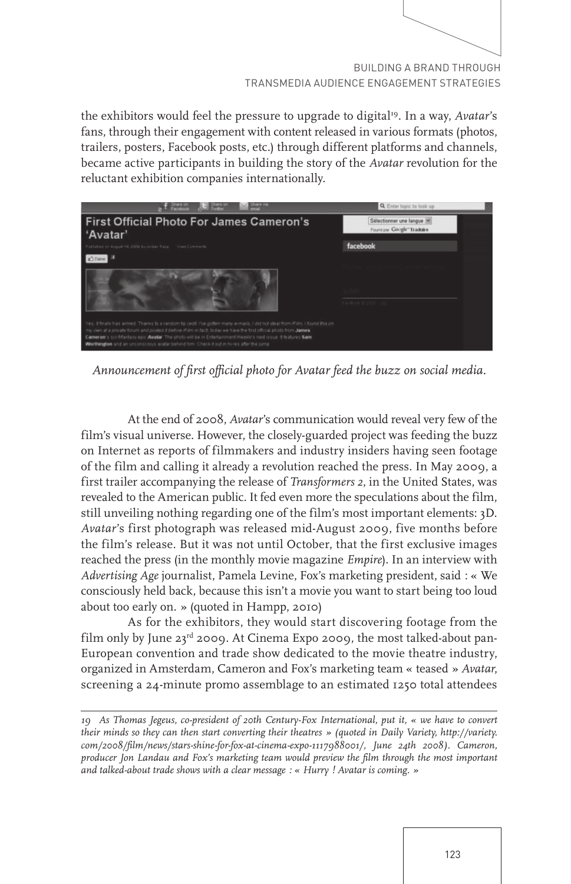the exhibitors would feel the pressure to upgrade to digital[19]. In a way, *Avatar*'s fans, through their engagement with content released in various formats (photos, trailers, posters, Facebook posts, etc.) through different platforms and channels, became active participants in building the story of the *Avatar* revolution for the reluctant exhibition companies internationally.

*Announcement of first official photo for Avatar feed the buzz on social media.*

At the end of 2008, *Avatar*'s communication would reveal very few of the film's visual universe. However, the closely-guarded project was feeding the buzz on Internet as reports of filmmakers and industry insiders having seen footage of the film and calling it already a revolution reached the press. In May 2009, a first trailer accompanying the release of *Transformers 2*, in the United States, was revealed to the American public. It fed even more the speculations about the film, still unveiling nothing regarding one of the film's most important elements: 3D. *Avatar*'s first photograph was released mid-August 2009, five months before the film's release. But it was not until October, that the first exclusive images reached the press (in the monthly movie magazine *Empire*). In an interview with *Advertising Age* journalist, Pamela Levine, Fox's marketing president, said : « We consciously held back, because this isn't a movie you want to start being too loud about too early on. » (quoted in Hampp, 2010)

As for the exhibitors, they would start discovering footage from the film only by June 23rd 2009. At Cinema Expo 2009, the most talked-about pan-European convention and trade show dedicated to the movie theatre industry, organized in Amsterdam, Cameron and Fox's marketing team « teased » *Avatar*, screening a 24-minute promo assemblage to an estimated 1250 total attendees

---

*19 As Thomas Jegeus, co-president of 20th Century-Fox International, put it, « we have to convert their minds so they can then start converting their theatres » (quoted in Daily Variety, http://variety.com/2008/film/news/stars-shine-for-fox-at-cinema-expo-1117988001/, June 24th 2008). Cameron, producer Jon Landau and Fox's marketing team would preview the film through the most important and talked-about trade shows with a clear message : « Hurry ! Avatar is coming. »*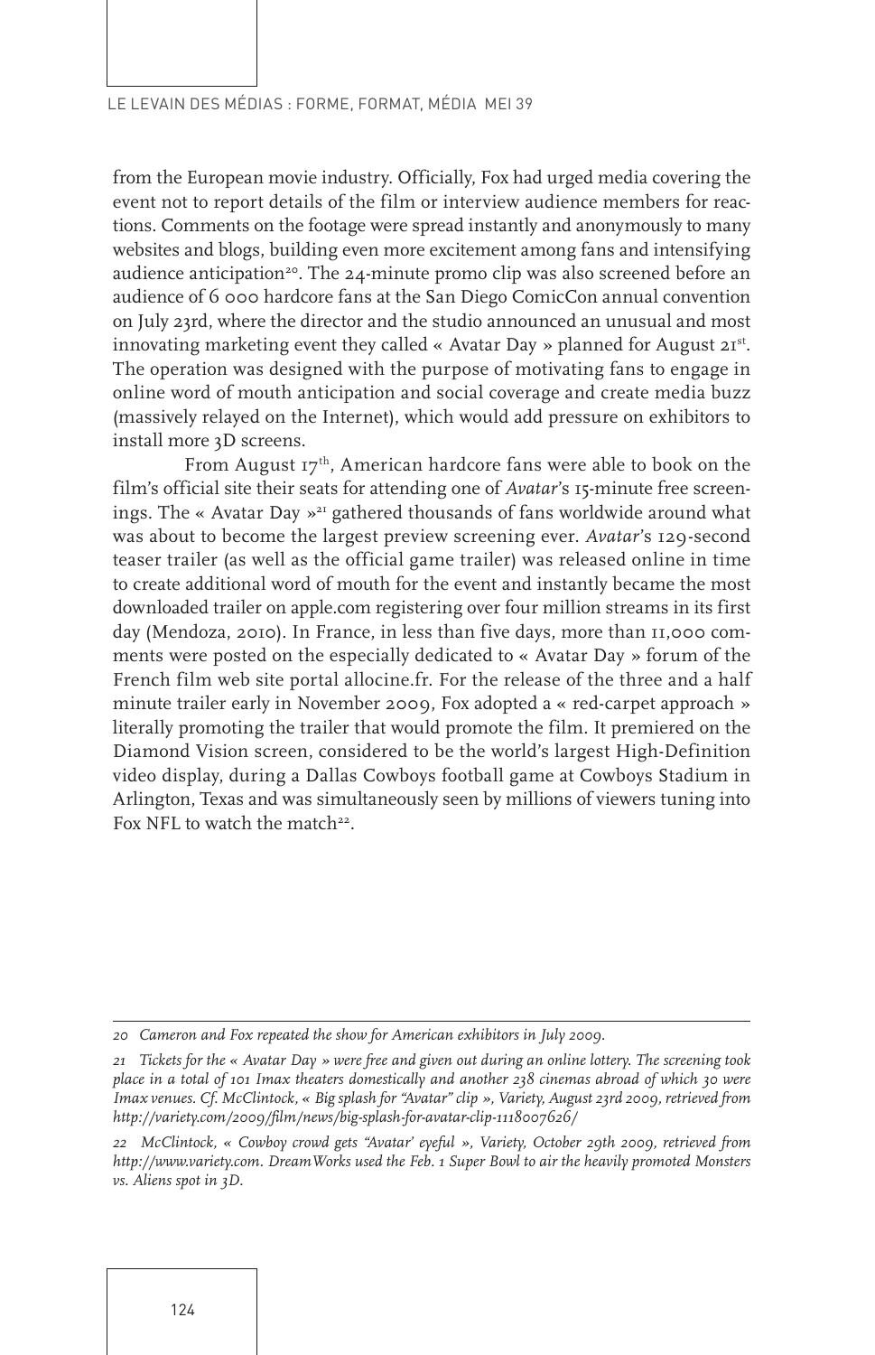from the European movie industry. Officially, Fox had urged media covering the event not to report details of the film or interview audience members for reactions. Comments on the footage were spread instantly and anonymously to many websites and blogs, building even more excitement among fans and intensifying audience anticipation[20]. The 24-minute promo clip was also screened before an audience of 6 000 hardcore fans at the San Diego ComicCon annual convention on July 23rd, where the director and the studio announced an unusual and most innovating marketing event they called « Avatar Day » planned for August 21st. The operation was designed with the purpose of motivating fans to engage in online word of mouth anticipation and social coverage and create media buzz (massively relayed on the Internet), which would add pressure on exhibitors to install more 3D screens.

From August 17th, American hardcore fans were able to book on the film's official site their seats for attending one of *Avatar*'s 15-minute free screenings. The « Avatar Day »[21] gathered thousands of fans worldwide around what was about to become the largest preview screening ever. *Avatar*'s 129-second teaser trailer (as well as the official game trailer) was released online in time to create additional word of mouth for the event and instantly became the most downloaded trailer on apple.com registering over four million streams in its first day (Mendoza, 2010). In France, in less than five days, more than 11,000 comments were posted on the especially dedicated to « Avatar Day » forum of the French film web site portal allocine.fr. For the release of the three and a half minute trailer early in November 2009, Fox adopted a « red-carpet approach » literally promoting the trailer that would promote the film. It premiered on the Diamond Vision screen, considered to be the world's largest High-Definition video display, during a Dallas Cowboys football game at Cowboys Stadium in Arlington, Texas and was simultaneously seen by millions of viewers tuning into Fox NFL to watch the match[22].

---

*20 Cameron and Fox repeated the show for American exhibitors in July 2009.*

*21 Tickets for the « Avatar Day » were free and given out during an online lottery. The screening took place in a total of 101 Imax theaters domestically and another 238 cinemas abroad of which 30 were Imax venues. Cf. McClintock, « Big splash for "Avatar" clip », Variety, August 23rd 2009, retrieved from http://variety.com/2009/film/news/big-splash-for-avatar-clip-1118007626/*

*22 McClintock, « Cowboy crowd gets "Avatar' eyeful », Variety, October 29th 2009, retrieved from http://www.variety.com. DreamWorks used the Feb. 1 Super Bowl to air the heavily promoted Monsters vs. Aliens spot in 3D.*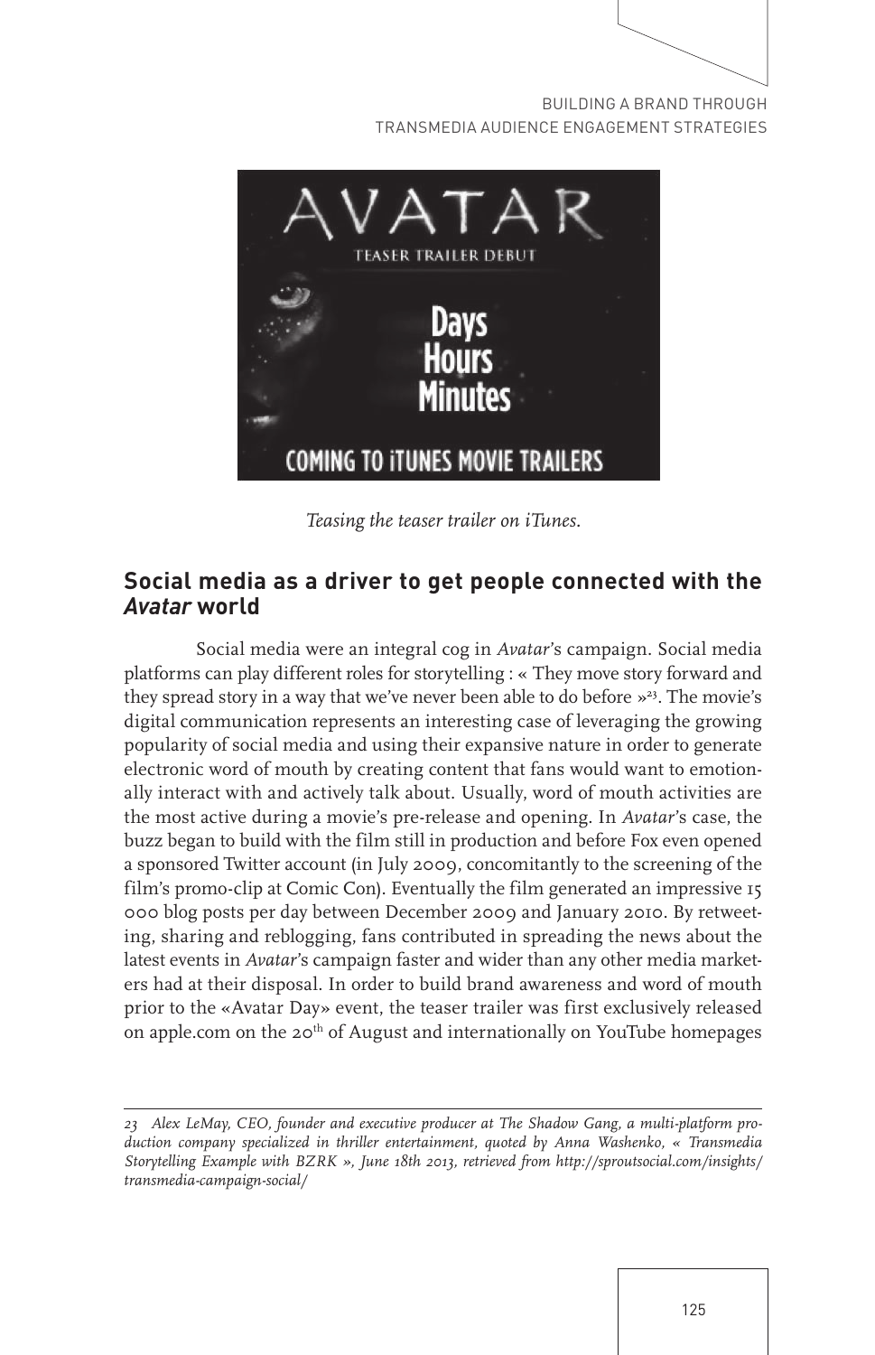*Teasing the teaser trailer on iTunes.*

## Social media as a driver to get people connected with the *Avatar* world

Social media were an integral cog in *Avatar*'s campaign. Social media platforms can play different roles for storytelling : « They move story forward and they spread story in a way that we've never been able to do before »[23]. The movie's digital communication represents an interesting case of leveraging the growing popularity of social media and using their expansive nature in order to generate electronic word of mouth by creating content that fans would want to emotionally interact with and actively talk about. Usually, word of mouth activities are the most active during a movie's pre-release and opening. In *Avatar*'s case, the buzz began to build with the film still in production and before Fox even opened a sponsored Twitter account (in July 2009, concomitantly to the screening of the film's promo-clip at Comic Con). Eventually the film generated an impressive 15 000 blog posts per day between December 2009 and January 2010. By retweeting, sharing and reblogging, fans contributed in spreading the news about the latest events in *Avatar*'s campaign faster and wider than any other media marketers had at their disposal. In order to build brand awareness and word of mouth prior to the «Avatar Day» event, the teaser trailer was first exclusively released on apple.com on the 20th of August and internationally on YouTube homepages

---

*23 Alex LeMay, CEO, founder and executive producer at The Shadow Gang, a multi-platform production company specialized in thriller entertainment, quoted by Anna Washenko, « Transmedia Storytelling Example with BZRK », June 18th 2013, retrieved from http://sproutsocial.com/insights/transmedia-campaign-social/*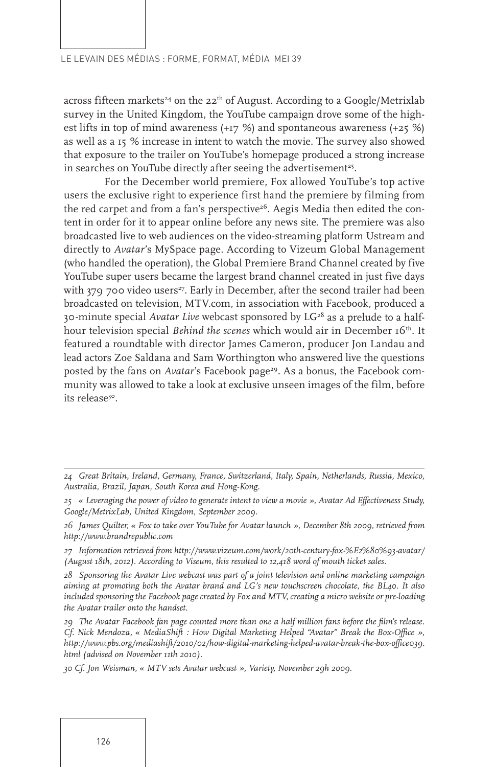across fifteen markets[24] on the 22th of August. According to a Google/Metrixlab survey in the United Kingdom, the YouTube campaign drove some of the highest lifts in top of mind awareness (+17 %) and spontaneous awareness (+25 %) as well as a 15 % increase in intent to watch the movie. The survey also showed that exposure to the trailer on YouTube's homepage produced a strong increase in searches on YouTube directly after seeing the advertisement[25].

For the December world premiere, Fox allowed YouTube's top active users the exclusive right to experience first hand the premiere by filming from the red carpet and from a fan's perspective[26]. Aegis Media then edited the content in order for it to appear online before any news site. The premiere was also broadcasted live to web audiences on the video-streaming platform Ustream and directly to *Avatar*'s MySpace page. According to Vizeum Global Management (who handled the operation), the Global Premiere Brand Channel created by five YouTube super users became the largest brand channel created in just five days with 379 700 video users[27]. Early in December, after the second trailer had been broadcasted on television, MTV.com, in association with Facebook, produced a 30-minute special *Avatar Live* webcast sponsored by LG[28] as a prelude to a half-hour television special *Behind the scenes* which would air in December 16th. It featured a roundtable with director James Cameron, producer Jon Landau and lead actors Zoe Saldana and Sam Worthington who answered live the questions posted by the fans on *Avatar*'s Facebook page[29]. As a bonus, the Facebook community was allowed to take a look at exclusive unseen images of the film, before its release[30].

---

*24 Great Britain, Ireland, Germany, France, Switzerland, Italy, Spain, Netherlands, Russia, Mexico, Australia, Brazil, Japan, South Korea and Hong-Kong.*

*25 « Leveraging the power of video to generate intent to view a movie », Avatar Ad Effectiveness Study, Google/MetrixLab, United Kingdom, September 2009.*

*26 James Quilter, « Fox to take over YouTube for Avatar launch », December 8th 2009, retrieved from http://www.brandrepublic.com*

*27 Information retrieved from http://www.vizeum.com/work/20th-century-fox-%E2%80%93-avatar/ (August 18th, 2012). According to Viseum, this resulted to 12,418 word of mouth ticket sales.*

*28 Sponsoring the Avatar Live webcast was part of a joint television and online marketing campaign aiming at promoting both the Avatar brand and LG's new touchscreen chocolate, the BL40. It also included sponsoring the Facebook page created by Fox and MTV, creating a micro website or pre-loading the Avatar trailer onto the handset.*

*29 The Avatar Facebook fan page counted more than one a half million fans before the film's release. Cf. Nick Mendoza, « MediaShift : How Digital Marketing Helped "Avatar" Break the Box-Office », http://www.pbs.org/mediashift/2010/02/how-digital-marketing-helped-avatar-break-the-box-office039.html (advised on November 11th 2010).*

*30 Cf. Jon Weisman, « MTV sets Avatar webcast », Variety, November 29h 2009.*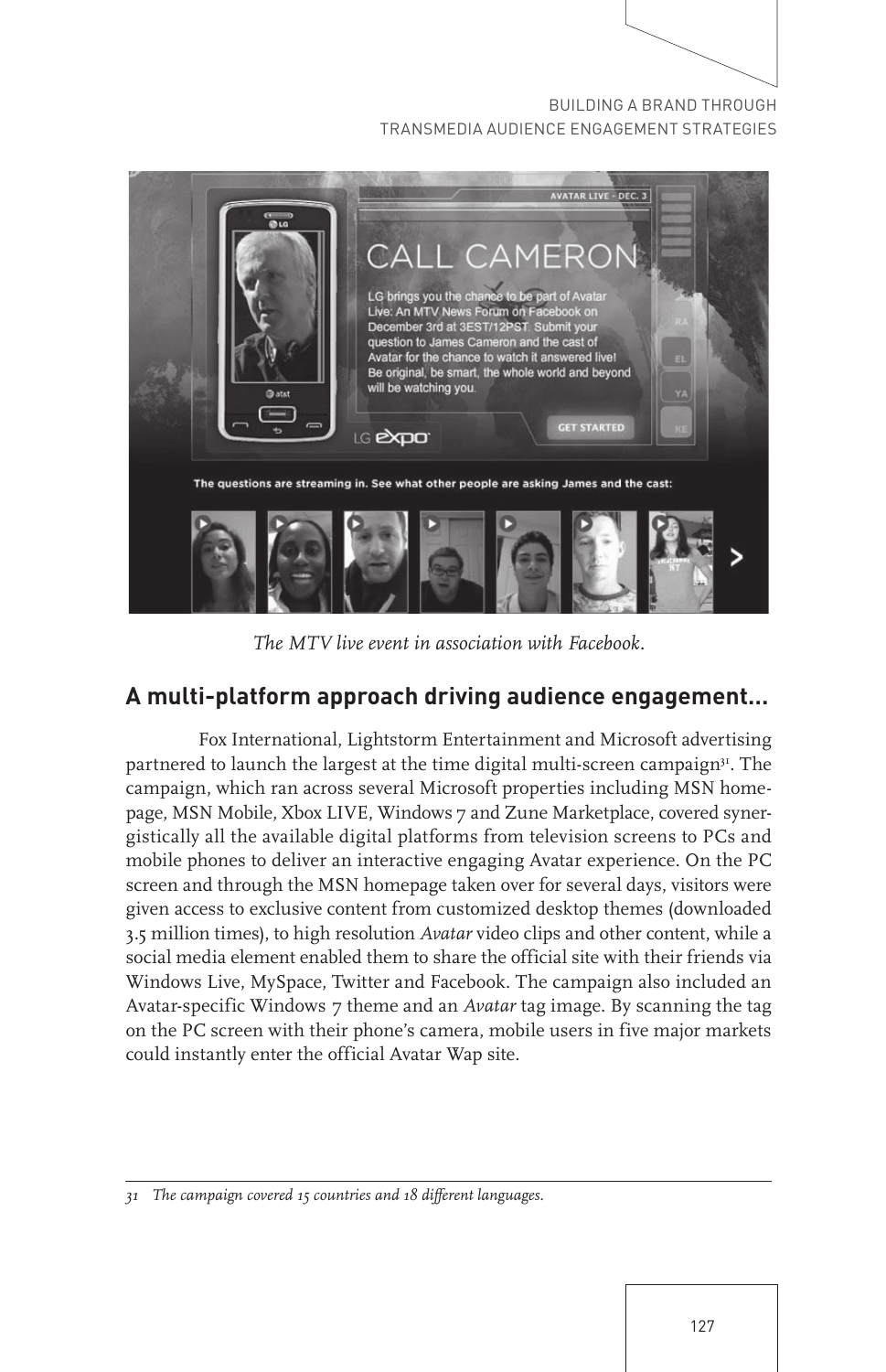*The MTV live event in association with Facebook.*

## A multi-platform approach driving audience engagement…

Fox International, Lightstorm Entertainment and Microsoft advertising partnered to launch the largest at the time digital multi-screen campaign[31]. The campaign, which ran across several Microsoft properties including MSN homepage, MSN Mobile, Xbox LIVE, Windows 7 and Zune Marketplace, covered synergistically all the available digital platforms from television screens to PCs and mobile phones to deliver an interactive engaging Avatar experience. On the PC screen and through the MSN homepage taken over for several days, visitors were given access to exclusive content from customized desktop themes (downloaded 3.5 million times), to high resolution *Avatar* video clips and other content, while a social media element enabled them to share the official site with their friends via Windows Live, MySpace, Twitter and Facebook. The campaign also included an Avatar-specific Windows 7 theme and an *Avatar* tag image. By scanning the tag on the PC screen with their phone's camera, mobile users in five major markets could instantly enter the official Avatar Wap site.

---

*31 The campaign covered 15 countries and 18 different languages.*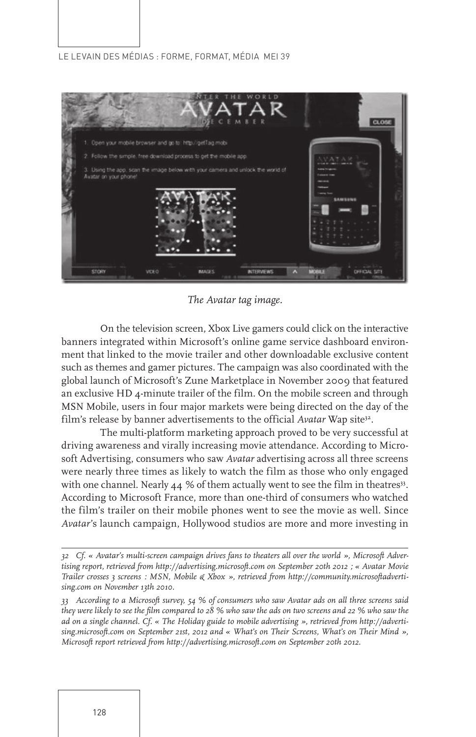*The Avatar tag image.*

On the television screen, Xbox Live gamers could click on the interactive banners integrated within Microsoft's online game service dashboard environment that linked to the movie trailer and other downloadable exclusive content such as themes and gamer pictures. The campaign was also coordinated with the global launch of Microsoft's Zune Marketplace in November 2009 that featured an exclusive HD 4-minute trailer of the film. On the mobile screen and through MSN Mobile, users in four major markets were being directed on the day of the film's release by banner advertisements to the official *Avatar* Wap site[32].

The multi-platform marketing approach proved to be very successful at driving awareness and virally increasing movie attendance. According to Microsoft Advertising, consumers who saw *Avatar* advertising across all three screens were nearly three times as likely to watch the film as those who only engaged with one channel. Nearly 44 % of them actually went to see the film in theatres[33]. According to Microsoft France, more than one-third of consumers who watched the film's trailer on their mobile phones went to see the movie as well. Since *Avatar*'s launch campaign, Hollywood studios are more and more investing in

---

*32 Cf. « Avatar's multi-screen campaign drives fans to theaters all over the world », Microsoft Advertising report, retrieved from http://advertising.microsoft.com on September 20th 2012 ; « Avatar Movie Trailer crosses 3 screens : MSN, Mobile & Xbox », retrieved from http://community.microsoftadvertising.com on November 13th 2010.*

*33 According to a Microsoft survey, 54 % of consumers who saw Avatar ads on all three screens said they were likely to see the film compared to 28 % who saw the ads on two screens and 22 % who saw the ad on a single channel. Cf. « The Holiday guide to mobile advertising », retrieved from http://advertising.microsoft.com on September 21st, 2012 and « What's on Their Screens, What's on Their Mind », Microsoft report retrieved from http://advertising.microsoft.com on September 20th 2012.*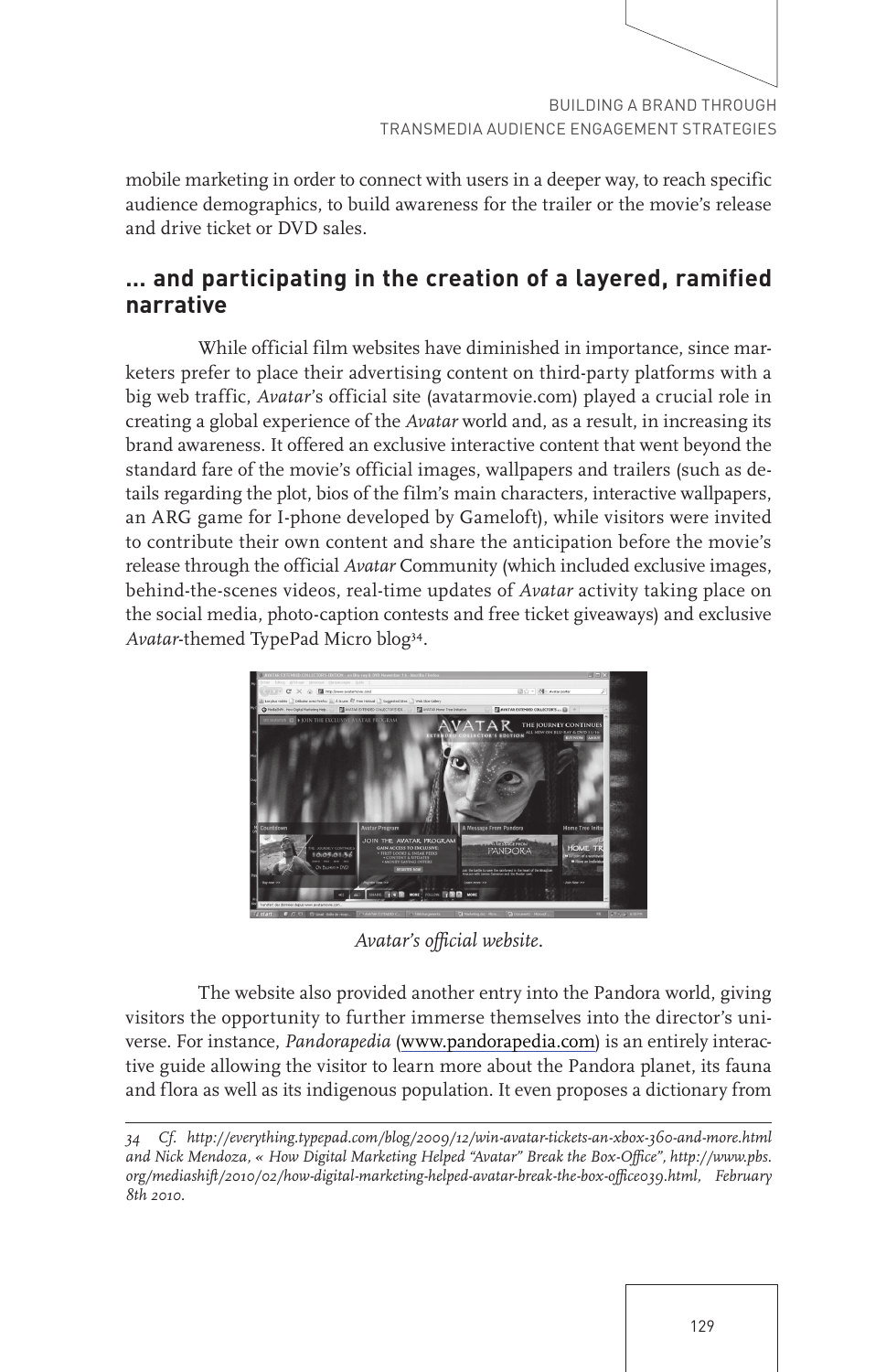mobile marketing in order to connect with users in a deeper way, to reach specific audience demographics, to build awareness for the trailer or the movie's release and drive ticket or DVD sales.

## ... and participating in the creation of a layered, ramified narrative

While official film websites have diminished in importance, since marketers prefer to place their advertising content on third-party platforms with a big web traffic, *Avatar*'s official site (avatarmovie.com) played a crucial role in creating a global experience of the *Avatar* world and, as a result, in increasing its brand awareness. It offered an exclusive interactive content that went beyond the standard fare of the movie's official images, wallpapers and trailers (such as details regarding the plot, bios of the film's main characters, interactive wallpapers, an ARG game for I-phone developed by Gameloft), while visitors were invited to contribute their own content and share the anticipation before the movie's release through the official *Avatar* Community (which included exclusive images, behind-the-scenes videos, real-time updates of *Avatar* activity taking place on the social media, photo-caption contests and free ticket giveaways) and exclusive *Avatar*-themed TypePad Micro blog[34].

*Avatar's official website.*

The website also provided another entry into the Pandora world, giving visitors the opportunity to further immerse themselves into the director's universe. For instance, *Pandorapedia* (www.pandorapedia.com) is an entirely interactive guide allowing the visitor to learn more about the Pandora planet, its fauna and flora as well as its indigenous population. It even proposes a dictionary from

---

*34 Cf. http://everything.typepad.com/blog/2009/12/win-avatar-tickets-an-xbox-360-and-more.html and Nick Mendoza, « How Digital Marketing Helped "Avatar" Break the Box-Office", http://www.pbs.org/mediashift/2010/02/how-digital-marketing-helped-avatar-break-the-box-office039.html, February 8th 2010.*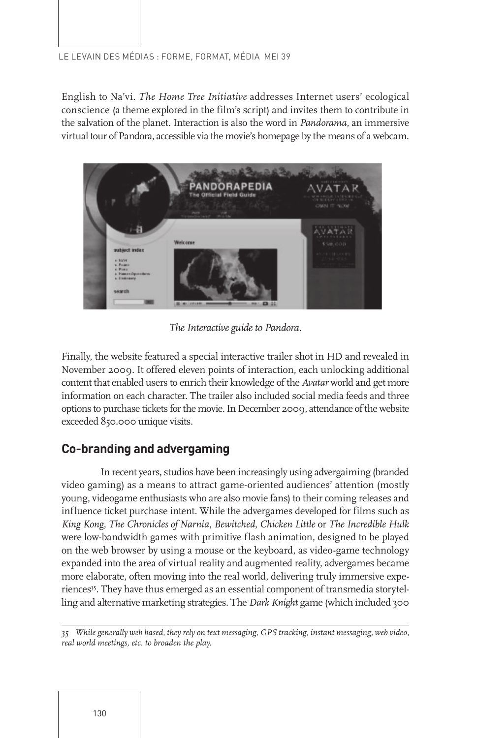English to Na'vi. *The Home Tree Initiative* addresses Internet users' ecological conscience (a theme explored in the film's script) and invites them to contribute in the salvation of the planet. Interaction is also the word in *Pandorama*, an immersive virtual tour of Pandora, accessible via the movie's homepage by the means of a webcam.

*The Interactive guide to Pandora.*

Finally, the website featured a special interactive trailer shot in HD and revealed in November 2009. It offered eleven points of interaction, each unlocking additional content that enabled users to enrich their knowledge of the *Avatar* world and get more information on each character. The trailer also included social media feeds and three options to purchase tickets for the movie. In December 2009, attendance of the website exceeded 850.000 unique visits.

## Co-branding and advergaming

In recent years, studios have been increasingly using advergaiming (branded video gaming) as a means to attract game-oriented audiences' attention (mostly young, videogame enthusiasts who are also movie fans) to their coming releases and influence ticket purchase intent. While the advergames developed for films such as *King Kong*, *The Chronicles of Narnia*, *Bewitched*, *Chicken Little* or *The Incredible Hulk* were low-bandwidth games with primitive flash animation, designed to be played on the web browser by using a mouse or the keyboard, as video-game technology expanded into the area of virtual reality and augmented reality, advergames became more elaborate, often moving into the real world, delivering truly immersive experiences[35]. They have thus emerged as an essential component of transmedia storytelling and alternative marketing strategies. The *Dark Knight* game (which included 300

---

*35 While generally web based, they rely on text messaging, GPS tracking, instant messaging, web video, real world meetings, etc. to broaden the play.*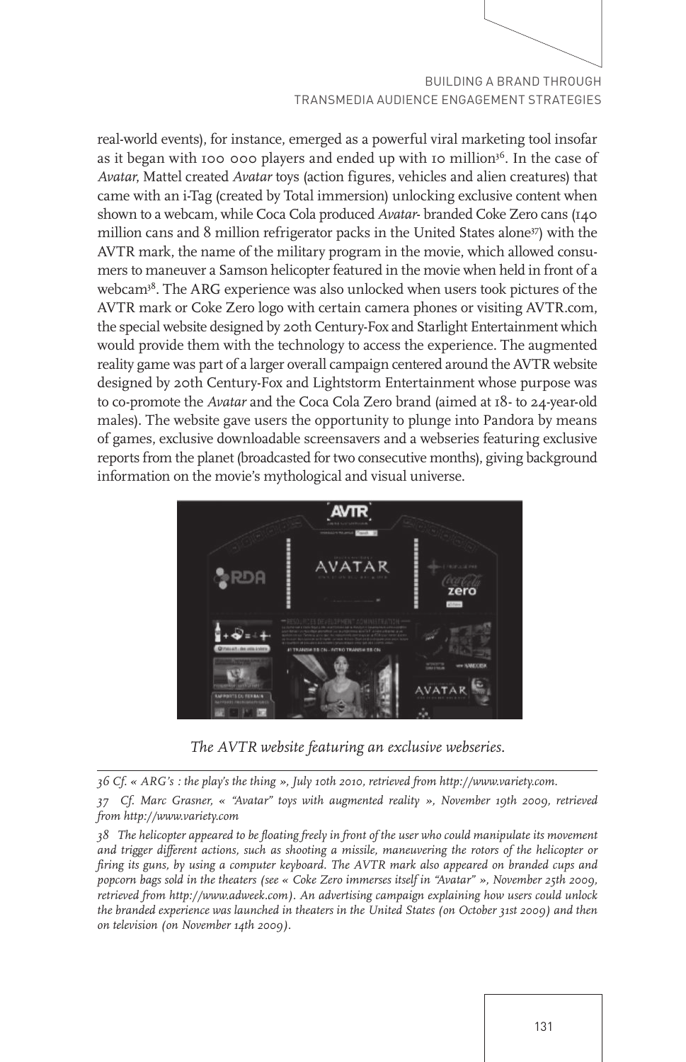real-world events), for instance, emerged as a powerful viral marketing tool insofar as it began with 100 000 players and ended up with 10 million[36]. In the case of *Avatar*, Mattel created *Avatar* toys (action figures, vehicles and alien creatures) that came with an i-Tag (created by Total immersion) unlocking exclusive content when shown to a webcam, while Coca Cola produced *Avatar*- branded Coke Zero cans (140 million cans and 8 million refrigerator packs in the United States alone[37]) with the AVTR mark, the name of the military program in the movie, which allowed consumers to maneuver a Samson helicopter featured in the movie when held in front of a webcam[38]. The ARG experience was also unlocked when users took pictures of the AVTR mark or Coke Zero logo with certain camera phones or visiting AVTR.com, the special website designed by 20th Century-Fox and Starlight Entertainment which would provide them with the technology to access the experience. The augmented reality game was part of a larger overall campaign centered around the AVTR website designed by 20th Century-Fox and Lightstorm Entertainment whose purpose was to co-promote the *Avatar* and the Coca Cola Zero brand (aimed at 18- to 24-year-old males). The website gave users the opportunity to plunge into Pandora by means of games, exclusive downloadable screensavers and a webseries featuring exclusive reports from the planet (broadcasted for two consecutive months), giving background information on the movie's mythological and visual universe.

*The AVTR website featuring an exclusive webseries.*

---

*36 Cf. « ARG's : the play's the thing », July 10th 2010, retrieved from http://www.variety.com.*

*37 Cf. Marc Grasner, « "Avatar" toys with augmented reality », November 19th 2009, retrieved from http://www.variety.com*

*38 The helicopter appeared to be floating freely in front of the user who could manipulate its movement and trigger different actions, such as shooting a missile, maneuvering the rotors of the helicopter or firing its guns, by using a computer keyboard. The AVTR mark also appeared on branded cups and popcorn bags sold in the theaters (see « Coke Zero immerses itself in "Avatar" », November 25th 2009, retrieved from http://www.adweek.com). An advertising campaign explaining how users could unlock the branded experience was launched in theaters in the United States (on October 31st 2009) and then on television (on November 14th 2009).*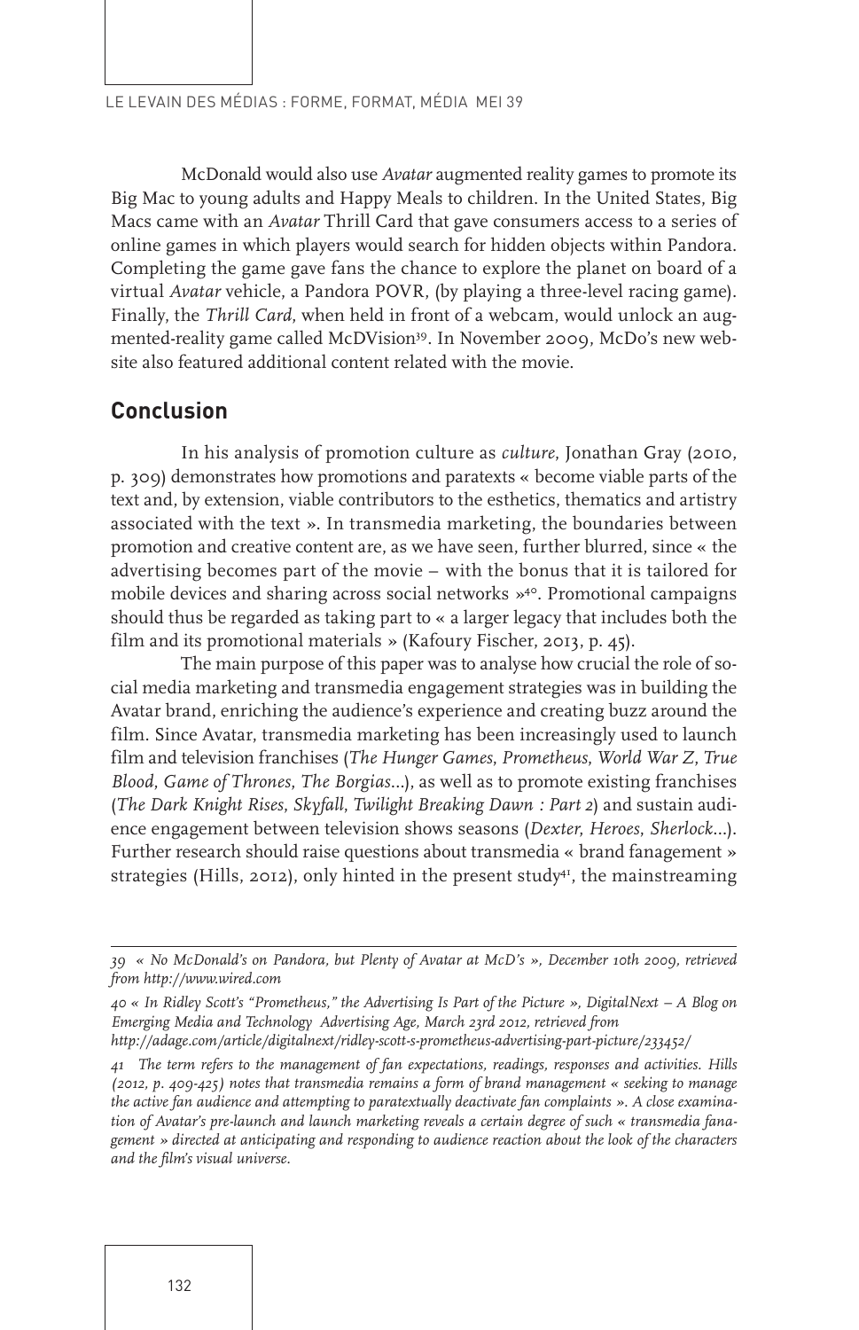McDonald would also use *Avatar* augmented reality games to promote its Big Mac to young adults and Happy Meals to children. In the United States, Big Macs came with an *Avatar* Thrill Card that gave consumers access to a series of online games in which players would search for hidden objects within Pandora. Completing the game gave fans the chance to explore the planet on board of a virtual *Avatar* vehicle, a Pandora POVR, (by playing a three-level racing game). Finally, the *Thrill Card*, when held in front of a webcam, would unlock an augmented-reality game called McDVision[39]. In November 2009, McDo's new website also featured additional content related with the movie.

## Conclusion

In his analysis of promotion culture as *culture*, Jonathan Gray (2010, p. 309) demonstrates how promotions and paratexts « become viable parts of the text and, by extension, viable contributors to the esthetics, thematics and artistry associated with the text ». In transmedia marketing, the boundaries between promotion and creative content are, as we have seen, further blurred, since « the advertising becomes part of the movie – with the bonus that it is tailored for mobile devices and sharing across social networks »[40]. Promotional campaigns should thus be regarded as taking part to « a larger legacy that includes both the film and its promotional materials » (Kafoury Fischer, 2013, p. 45).

The main purpose of this paper was to analyse how crucial the role of social media marketing and transmedia engagement strategies was in building the Avatar brand, enriching the audience's experience and creating buzz around the film. Since Avatar, transmedia marketing has been increasingly used to launch film and television franchises (*The Hunger Games*, *Prometheus*, *World War Z*, *True Blood*, *Game of Thrones*, *The Borgias*...), as well as to promote existing franchises (*The Dark Knight Rises*, *Skyfall*, *Twilight Breaking Dawn : Part 2*) and sustain audience engagement between television shows seasons (*Dexter*, *Heroes*, *Sherlock*...). Further research should raise questions about transmedia « brand fanagement » strategies (Hills, 2012), only hinted in the present study[41], the mainstreaming

---

*39 « No McDonald's on Pandora, but Plenty of Avatar at McD's », December 10th 2009, retrieved from http://www.wired.com*

*40 « In Ridley Scott's "Prometheus," the Advertising Is Part of the Picture », DigitalNext – A Blog on Emerging Media and Technology Advertising Age, March 23rd 2012, retrieved from http://adage.com/article/digitalnext/ridley-scott-s-prometheus-advertising-part-picture/233452/*

*41 The term refers to the management of fan expectations, readings, responses and activities. Hills (2012, p. 409-425) notes that transmedia remains a form of brand management « seeking to manage the active fan audience and attempting to paratextually deactivate fan complaints ». A close examination of Avatar's pre-launch and launch marketing reveals a certain degree of such « transmedia fanagement » directed at anticipating and responding to audience reaction about the look of the characters and the film's visual universe.*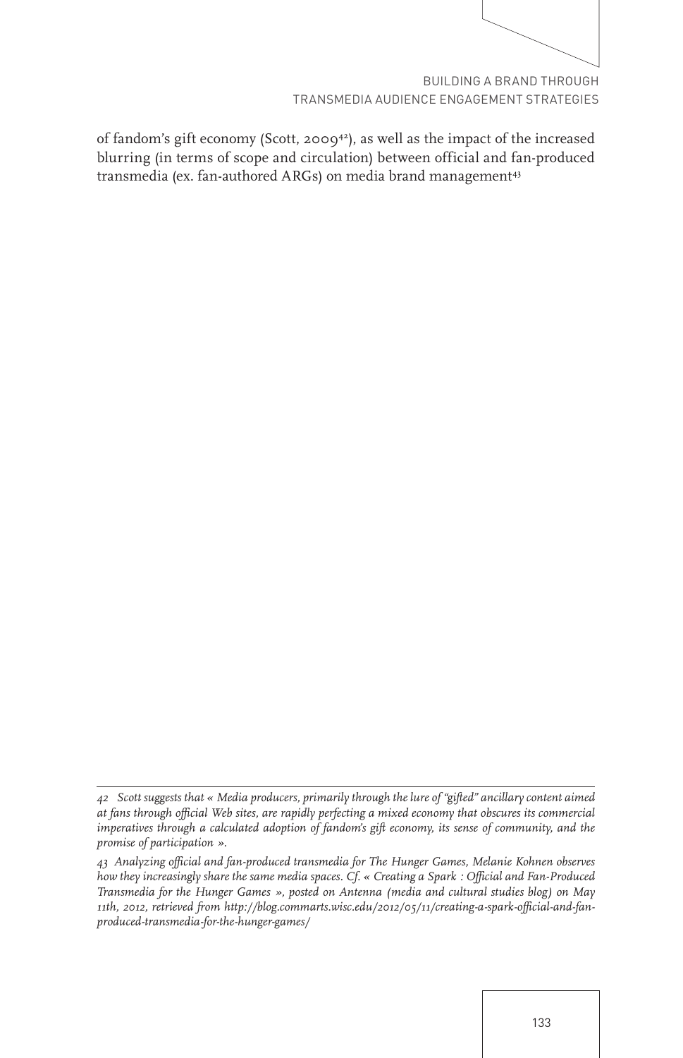of fandom's gift economy (Scott, 2009[42]), as well as the impact of the increased blurring (in terms of scope and circulation) between official and fan-produced transmedia (ex. fan-authored ARGs) on media brand management[43]

---

*42 Scott suggests that « Media producers, primarily through the lure of "gifted" ancillary content aimed at fans through official Web sites, are rapidly perfecting a mixed economy that obscures its commercial imperatives through a calculated adoption of fandom's gift economy, its sense of community, and the promise of participation ».*

*43 Analyzing official and fan-produced transmedia for The Hunger Games, Melanie Kohnen observes how they increasingly share the same media spaces. Cf. « Creating a Spark : Official and Fan-Produced Transmedia for the Hunger Games », posted on Antenna (media and cultural studies blog) on May 11th, 2012, retrieved from http://blog.commarts.wisc.edu/2012/05/11/creating-a-spark-official-and-fan-produced-transmedia-for-the-hunger-games/*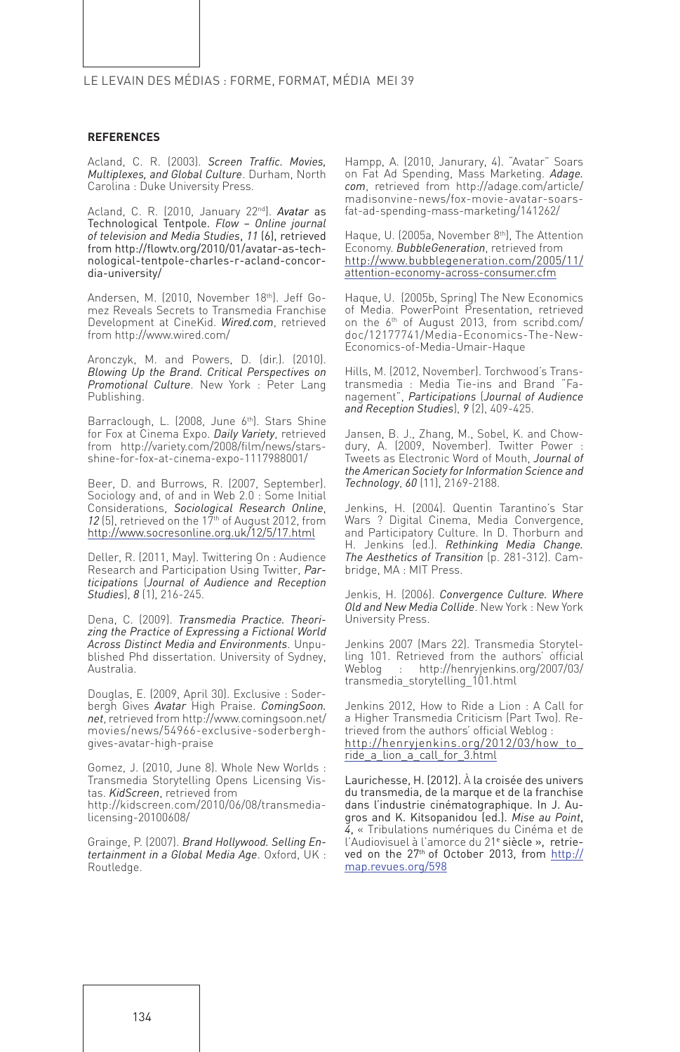## REFERENCES

Acland, C. R. (2003). *Screen Traffic. Movies, Multiplexes, and Global Culture*. Durham, North Carolina : Duke University Press.

Acland, C. R. (2010, January 22nd). *Avatar* as Technological Tentpole. *Flow – Online journal of television and Media Studies*, *11* (6), retrieved from http://flowtv.org/2010/01/avatar-as-technological-tentpole-charles-r-acland-concordia-university/

Andersen, M. (2010, November 18th). Jeff Gomez Reveals Secrets to Transmedia Franchise Development at CineKid. *Wired.com*, retrieved from http://www.wired.com/

Aronczyk, M. and Powers, D. (dir.). (2010). *Blowing Up the Brand. Critical Perspectives on Promotional Culture*. New York : Peter Lang Publishing.

Barraclough, L. (2008, June 6th). Stars Shine for Fox at Cinema Expo. *Daily Variety*, retrieved from http://variety.com/2008/film/news/stars-shine-for-fox-at-cinema-expo-1117988001/

Beer, D. and Burrows, R. (2007, September). Sociology and, of and in Web 2.0 : Some Initial Considerations, *Sociological Research Online*, *12* (5), retrieved on the 17th of August 2012, from http://www.socresonline.org.uk/12/5/17.html

Deller, R. (2011, May). Twittering On : Audience Research and Participation Using Twitter, *Participations* (*Journal of Audience and Reception Studies*), *8* (1), 216-245.

Dena, C. (2009). *Transmedia Practice. Theorizing the Practice of Expressing a Fictional World Across Distinct Media and Environments*. Unpublished Phd dissertation. University of Sydney, Australia.

Douglas, E. (2009, April 30). Exclusive : Soderbergh Gives *Avatar* High Praise. *ComingSoon.net*, retrieved from http://www.comingsoon.net/movies/news/54966-exclusive-soderbergh-gives-avatar-high-praise

Gomez, J. (2010, June 8). Whole New Worlds : Transmedia Storytelling Opens Licensing Vistas. *KidScreen*, retrieved from http://kidscreen.com/2010/06/08/transmedia-licensing-20100608/

Grainge, P. (2007). *Brand Hollywood. Selling Entertainment in a Global Media Age*. Oxford, UK : Routledge.

Hampp, A. (2010, Janurary, 4). "Avatar" Soars on Fat Ad Spending, Mass Marketing. *Adage.com*, retrieved from http://adage.com/article/madisonvine-news/fox-movie-avatar-soars-fat-ad-spending-mass-marketing/141262/

Haque, U. (2005a, November 8th), The Attention Economy. *BubbleGeneration*, retrieved from http://www.bubblegeneration.com/2005/11/attention-economy-across-consumer.cfm

Haque, U. (2005b, Spring) The New Economics of Media. PowerPoint Presentation, retrieved on the 6th of August 2013, from scribd.com/doc/12177741/Media-Economics-The-New-Economics-of-Media-Umair-Haque

Hills, M. (2012, November). Torchwood's Trans-transmedia : Media Tie-ins and Brand "Fanagement", *Participations* (*Journal of Audience and Reception Studies*), *9* (2), 409-425.

Jansen, B. J., Zhang, M., Sobel, K. and Chowdury, A. (2009, November). Twitter Power : Tweets as Electronic Word of Mouth, *Journal of the American Society for Information Science and Technology*, *60* (11), 2169-2188.

Jenkins, H. (2004). Quentin Tarantino's Star Wars ? Digital Cinema, Media Convergence, and Participatory Culture. In D. Thorburn and H. Jenkins (ed.). *Rethinking Media Change. The Aesthetics of Transition* (p. 281-312). Cambridge, MA : MIT Press.

Jenkis, H. (2006). *Convergence Culture. Where Old and New Media Collide*. New York : New York University Press.

Jenkins 2007 (Mars 22). Transmedia Storytelling 101. Retrieved from the authors' official Weblog : http://henryjenkins.org/2007/03/transmedia_storytelling_101.html

Jenkins 2012, How to Ride a Lion : A Call for a Higher Transmedia Criticism (Part Two). Retrieved from the authors' official Weblog : http://henryjenkins.org/2012/03/how_to_ride_a_lion_a_call_for_3.html

Laurichesse, H. (2012). À la croisée des univers du transmedia, de la marque et de la franchise dans l'industrie cinématographique. In J. Augros and K. Kitsopanidou (ed.). *Mise au Point*, *4*, « Tribulations numériques du Cinéma et de l'Audiovisuel à l'amorce du 21e siècle », retrieved on the 27th of October 2013, from http://map.revues.org/598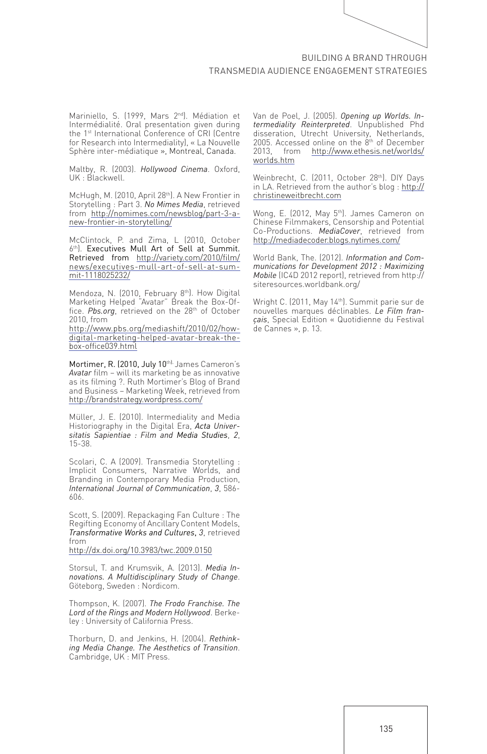Mariniello, S. (1999, Mars 2[nd]). Médiation et Intermédialité. Oral presentation given during the 1[st] International Conference of CRI (Centre for Research into Intermediality), « La Nouvelle Sphère inter-médiatique », Montreal, Canada.

Maltby, R. (2003). *Hollywood Cinema*. Oxford, UK : Blackwell.

McHugh, M. (2010, April 28[th]). A New Frontier in Storytelling : Part 3. *No Mimes Media*, retrieved from http://nomimes.com/newsblog/part-3-a-new-frontier-in-storytelling/

McClintock, P. and Zima, L (2010, October 6[th]). Executives Mull Art of Sell at Summit. Retrieved from http://variety.com/2010/film/news/executives-mull-art-of-sell-at-summit-1118025232/

Mendoza, N. (2010, February 8[th]). How Digital Marketing Helped "Avatar" Break the Box-Office. *Pbs.org*, retrieved on the 28[th] of October 2010, from http://www.pbs.org/mediashift/2010/02/how-digital-marketing-helped-avatar-break-the-box-office039.html

Mortimer, R. (2010, July 10[th]). James Cameron's *Avatar* film – will its marketing be as innovative as its filming ?. Ruth Mortimer's Blog of Brand and Business – Marketing Week, retrieved from http://brandstrategy.wordpress.com/

Müller, J. E. (2010). Intermediality and Media Historiography in the Digital Era, *Acta Universitatis Sapientiae : Film and Media Studies*, *2*, 15-38.

Scolari, C. A (2009). Transmedia Storytelling : Implicit Consumers, Narrative Worlds, and Branding in Contemporary Media Production, *International Journal of Communication*, *3*, 586-606.

Scott, S. (2009). Repackaging Fan Culture : The Regifting Economy of Ancillary Content Models, *Transformative Works and Cultures*, *3*, retrieved from http://dx.doi.org/10.3983/twc.2009.0150

Storsul, T. and Krumsvik, A. (2013). *Media Innovations. A Multidisciplinary Study of Change*. Göteborg, Sweden : Nordicom.

Thompson, K. (2007). *The Frodo Franchise. The Lord of the Rings and Modern Hollywood*. Berkeley : University of California Press.

Thorburn, D. and Jenkins, H. (2004). *Rethinking Media Change. The Aesthetics of Transition*. Cambridge, UK : MIT Press.

Van de Poel, J. (2005). *Opening up Worlds. Intermediality Reinterpreted*. Unpublished Phd disseration, Utrecht University, Netherlands, 2005. Accessed online on the 8[th] of December 2013, from http://www.ethesis.net/worlds/worlds.htm

Weinbrecht, C. (2011, October 28[th]). DIY Days in LA. Retrieved from the author's blog : http://christineweitbrecht.com

Wong, E. (2012, May 5[th]). James Cameron on Chinese Filmmakers, Censorship and Potential Co-Productions. *MediaCover*, retrieved from http://mediadecoder.blogs.nytimes.com/

World Bank, The. (2012). *Information and Communications for Development 2012 : Maximizing Mobile* (IC4D 2012 report), retrieved from http://siteresources.worldbank.org/

Wright C. (2011, May 14[th]). Summit parie sur de nouvelles marques déclinables. *Le Film français*, Special Edition « Quotidienne du Festival de Cannes », p. 13.